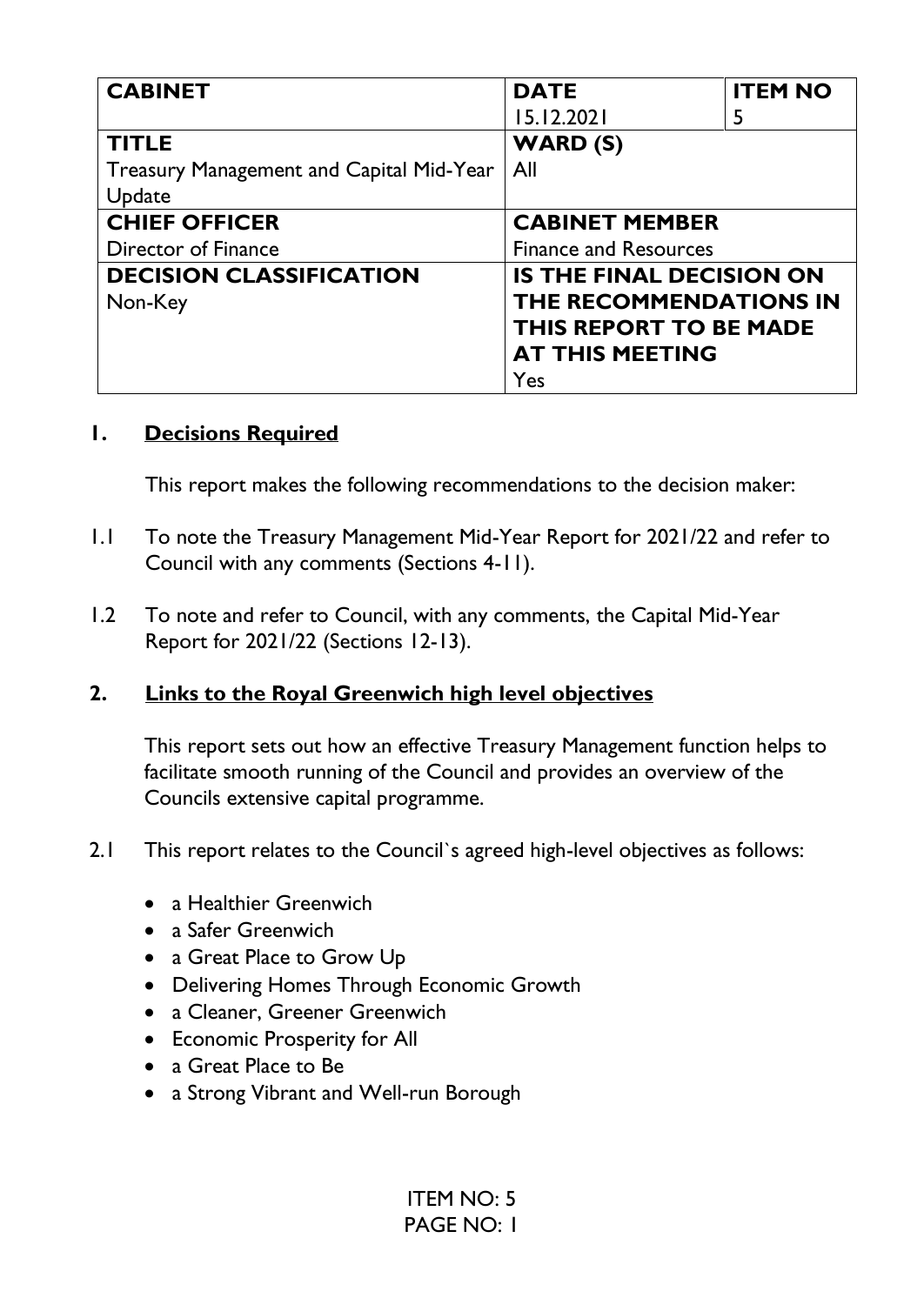| CABINET | DATE<br>15.12.2021 | ITEM NO<br>5 |
|---|---|---|
| **TITLE**<br>Treasury Management and Capital Mid-Year Update | **WARD (S)**<br>All | |
| **CHIEF OFFICER**<br>Director of Finance | **CABINET MEMBER**<br>Finance and Resources | |
| **DECISION CLASSIFICATION**<br>Non-Key | **IS THE FINAL DECISION ON THE RECOMMENDATIONS IN THIS REPORT TO BE MADE AT THIS MEETING**<br>Yes | |

## 1. Decisions Required

This report makes the following recommendations to the decision maker:

1.1 To note the Treasury Management Mid-Year Report for 2021/22 and refer to Council with any comments (Sections 4-11).

1.2 To note and refer to Council, with any comments, the Capital Mid-Year Report for 2021/22 (Sections 12-13).

## 2. Links to the Royal Greenwich high level objectives

This report sets out how an effective Treasury Management function helps to facilitate smooth running of the Council and provides an overview of the Councils extensive capital programme.

2.1 This report relates to the Council`s agreed high-level objectives as follows:

- a Healthier Greenwich
- a Safer Greenwich
- a Great Place to Grow Up
- Delivering Homes Through Economic Growth
- a Cleaner, Greener Greenwich
- Economic Prosperity for All
- a Great Place to Be
- a Strong Vibrant and Well-run Borough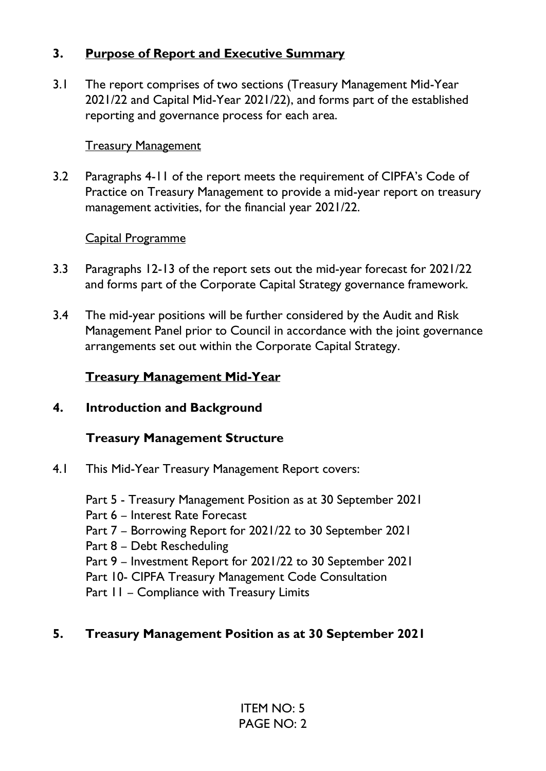## 3. Purpose of Report and Executive Summary

3.1 The report comprises of two sections (Treasury Management Mid-Year 2021/22 and Capital Mid-Year 2021/22), and forms part of the established reporting and governance process for each area.

Treasury Management

3.2 Paragraphs 4-11 of the report meets the requirement of CIPFA's Code of Practice on Treasury Management to provide a mid-year report on treasury management activities, for the financial year 2021/22.

Capital Programme

3.3 Paragraphs 12-13 of the report sets out the mid-year forecast for 2021/22 and forms part of the Corporate Capital Strategy governance framework.

3.4 The mid-year positions will be further considered by the Audit and Risk Management Panel prior to Council in accordance with the joint governance arrangements set out within the Corporate Capital Strategy.

## Treasury Management Mid-Year

## 4. Introduction and Background

### Treasury Management Structure

4.1 This Mid-Year Treasury Management Report covers:

Part 5 - Treasury Management Position as at 30 September 2021
Part 6 – Interest Rate Forecast
Part 7 – Borrowing Report for 2021/22 to 30 September 2021
Part 8 – Debt Rescheduling
Part 9 – Investment Report for 2021/22 to 30 September 2021
Part 10- CIPFA Treasury Management Code Consultation
Part 11 – Compliance with Treasury Limits

## 5. Treasury Management Position as at 30 September 2021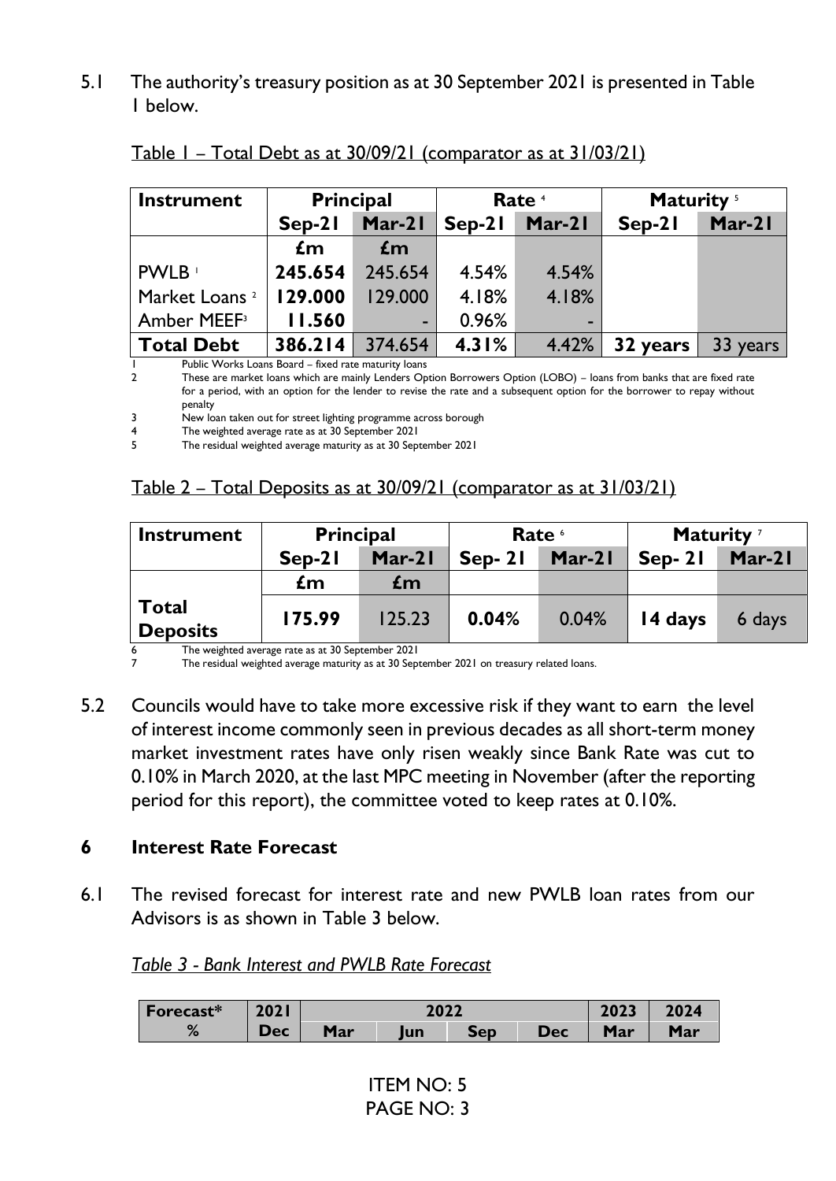5.1 The authority's treasury position as at 30 September 2021 is presented in Table 1 below.

Table 1 – Total Debt as at 30/09/21 (comparator as at 31/03/21)

| Instrument | Principal | | Rate [4] | | Maturity [5] | |
|---|---|---|---|---|---|---|
| | Sep-21 | Mar-21 | Sep-21 | Mar-21 | Sep-21 | Mar-21 |
| | £m | £m | | | | |
| PWLB [1] | **245.654** | 245.654 | 4.54% | 4.54% | | |
| Market Loans [2] | **129.000** | 129.000 | 4.18% | 4.18% | | |
| Amber MEEF[3] | **11.560** | - | 0.96% | - | | |
| **Total Debt** | **386.214** | 374.654 | **4.31%** | 4.42% | **32 years** | 33 years |

1 Public Works Loans Board – fixed rate maturity loans
2 These are market loans which are mainly Lenders Option Borrowers Option (LOBO) – loans from banks that are fixed rate for a period, with an option for the lender to revise the rate and a subsequent option for the borrower to repay without penalty
3 New loan taken out for street lighting programme across borough
4 The weighted average rate as at 30 September 2021
5 The residual weighted average maturity as at 30 September 2021

Table 2 – Total Deposits as at 30/09/21 (comparator as at 31/03/21)

| Instrument | Principal | | Rate [6] | | Maturity [7] | |
|---|---|---|---|---|---|---|
| | Sep-21 | Mar-21 | Sep- 21 | Mar-21 | Sep- 21 | Mar-21 |
| | £m | £m | | | | |
| **Total Deposits** | **175.99** | 125.23 | **0.04%** | 0.04% | **14 days** | 6 days |

6 The weighted average rate as at 30 September 2021
7 The residual weighted average maturity as at 30 September 2021 on treasury related loans.

5.2 Councils would have to take more excessive risk if they want to earn the level of interest income commonly seen in previous decades as all short-term money market investment rates have only risen weakly since Bank Rate was cut to 0.10% in March 2020, at the last MPC meeting in November (after the reporting period for this report), the committee voted to keep rates at 0.10%.

## 6 Interest Rate Forecast

6.1 The revised forecast for interest rate and new PWLB loan rates from our Advisors is as shown in Table 3 below.

*Table 3 - Bank Interest and PWLB Rate Forecast*

| Forecast* | 2021 | 2022 | | | | 2023 | 2024 |
|---|---|---|---|---|---|---|---|
| % | Dec | Mar | Jun | Sep | Dec | Mar | Mar |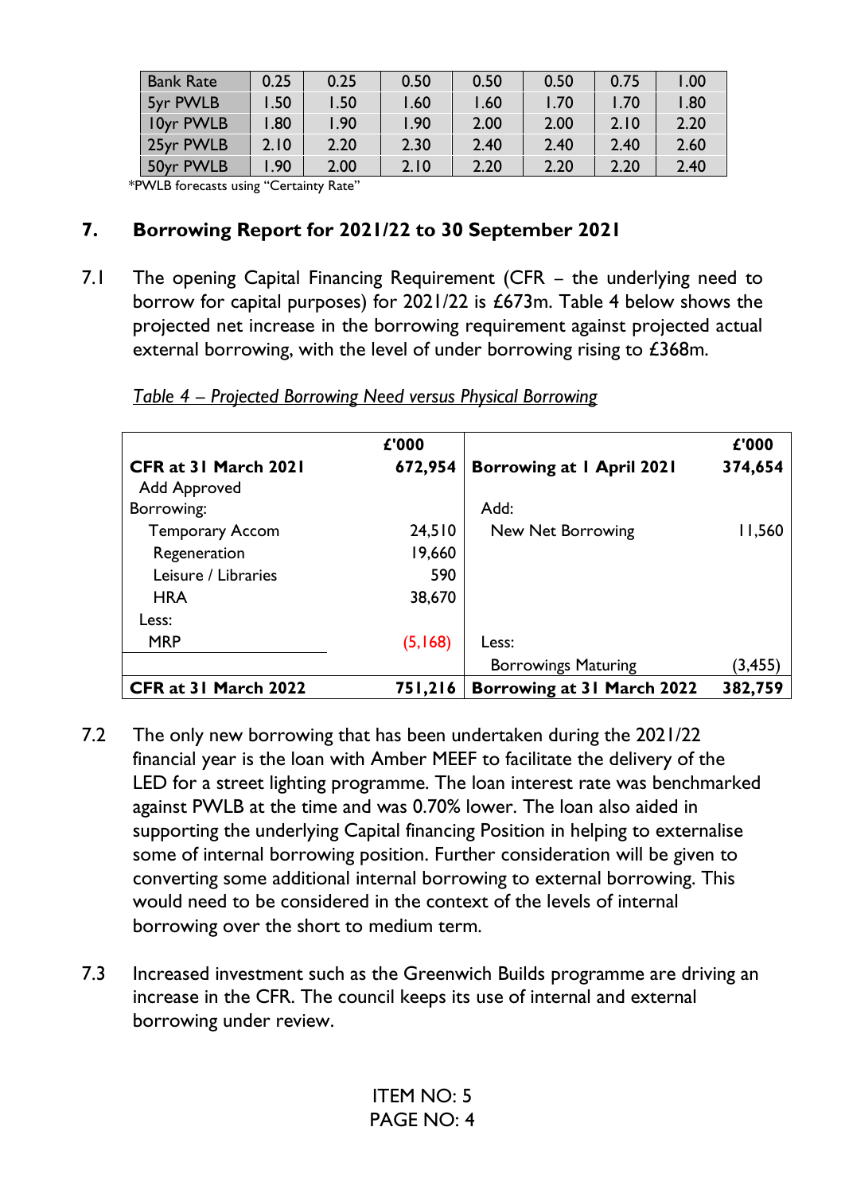| Bank Rate | 0.25 | 0.25 | 0.50 | 0.50 | 0.50 | 0.75 | 1.00 |
|---|---|---|---|---|---|---|---|
| 5yr PWLB | 1.50 | 1.50 | 1.60 | 1.60 | 1.70 | 1.70 | 1.80 |
| 10yr PWLB | 1.80 | 1.90 | 1.90 | 2.00 | 2.00 | 2.10 | 2.20 |
| 25yr PWLB | 2.10 | 2.20 | 2.30 | 2.40 | 2.40 | 2.40 | 2.60 |
| 50yr PWLB | 1.90 | 2.00 | 2.10 | 2.20 | 2.20 | 2.20 | 2.40 |

*PWLB forecasts using "Certainty Rate"

## 7. Borrowing Report for 2021/22 to 30 September 2021

7.1 The opening Capital Financing Requirement (CFR – the underlying need to borrow for capital purposes) for 2021/22 is £673m. Table 4 below shows the projected net increase in the borrowing requirement against projected actual external borrowing, with the level of under borrowing rising to £368m.

*Table 4 – Projected Borrowing Need versus Physical Borrowing*

| | £'000 | | £'000 |
|---|---|---|---|
| **CFR at 31 March 2021** | **672,954** | **Borrowing at 1 April 2021** | **374,654** |
| Add Approved Borrowing: | | Add: | |
| Temporary Accom | 24,510 | New Net Borrowing | 11,560 |
| Regeneration | 19,660 | | |
| Leisure / Libraries | 590 | | |
| HRA | 38,670 | | |
| Less: | | | |
| MRP | (5,168) | Less: | |
| | | Borrowings Maturing | (3,455) |
| **CFR at 31 March 2022** | **751,216** | **Borrowing at 31 March 2022** | **382,759** |

7.2 The only new borrowing that has been undertaken during the 2021/22 financial year is the loan with Amber MEEF to facilitate the delivery of the LED for a street lighting programme. The loan interest rate was benchmarked against PWLB at the time and was 0.70% lower. The loan also aided in supporting the underlying Capital financing Position in helping to externalise some of internal borrowing position. Further consideration will be given to converting some additional internal borrowing to external borrowing. This would need to be considered in the context of the levels of internal borrowing over the short to medium term.

7.3 Increased investment such as the Greenwich Builds programme are driving an increase in the CFR. The council keeps its use of internal and external borrowing under review.

ITEM NO: 5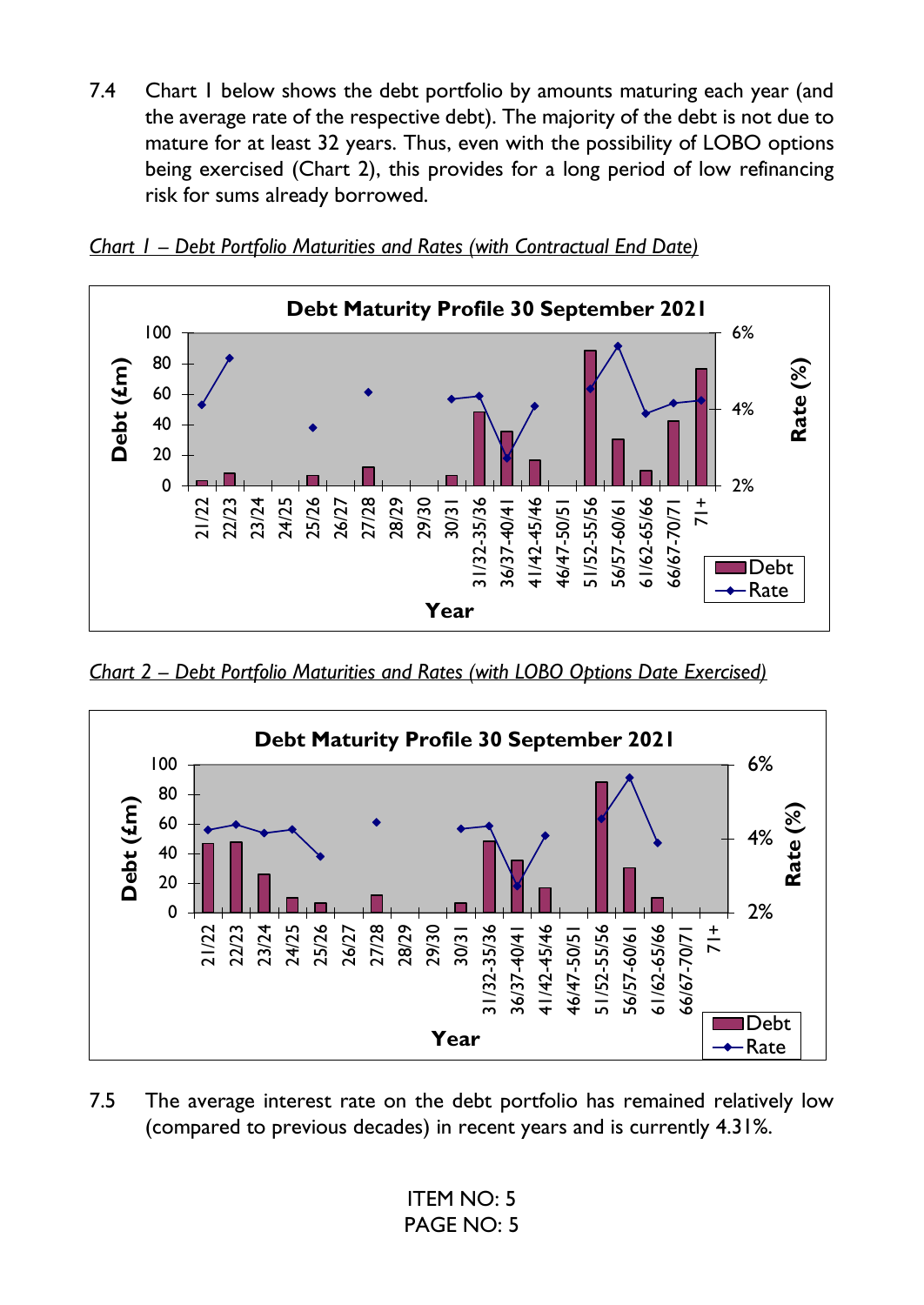7.4 Chart 1 below shows the debt portfolio by amounts maturing each year (and the average rate of the respective debt). The majority of the debt is not due to mature for at least 32 years. Thus, even with the possibility of LOBO options being exercised (Chart 2), this provides for a long period of low refinancing risk for sums already borrowed.

*Chart 1 – Debt Portfolio Maturities and Rates (with Contractual End Date)*

*Chart 2 – Debt Portfolio Maturities and Rates (with LOBO Options Date Exercised)*

7.5 The average interest rate on the debt portfolio has remained relatively low (compared to previous decades) in recent years and is currently 4.31%.

ITEM NO: 5
PAGE NO: 5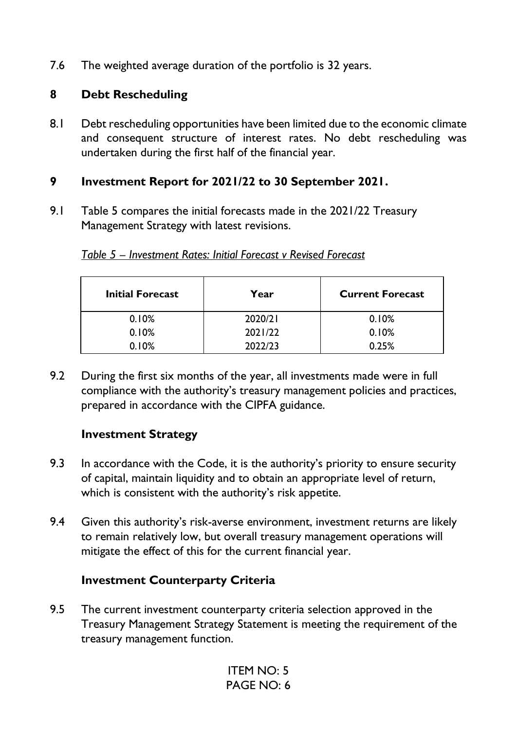7.6 The weighted average duration of the portfolio is 32 years.

## 8 Debt Rescheduling

8.1 Debt rescheduling opportunities have been limited due to the economic climate and consequent structure of interest rates. No debt rescheduling was undertaken during the first half of the financial year.

## 9 Investment Report for 2021/22 to 30 September 2021.

9.1 Table 5 compares the initial forecasts made in the 2021/22 Treasury Management Strategy with latest revisions.

*Table 5 – Investment Rates: Initial Forecast v Revised Forecast*

| Initial Forecast | Year | Current Forecast |
|---|---|---|
| 0.10% | 2020/21 | 0.10% |
| 0.10% | 2021/22 | 0.10% |
| 0.10% | 2022/23 | 0.25% |

9.2 During the first six months of the year, all investments made were in full compliance with the authority's treasury management policies and practices, prepared in accordance with the CIPFA guidance.

### Investment Strategy

9.3 In accordance with the Code, it is the authority's priority to ensure security of capital, maintain liquidity and to obtain an appropriate level of return, which is consistent with the authority's risk appetite.

9.4 Given this authority's risk-averse environment, investment returns are likely to remain relatively low, but overall treasury management operations will mitigate the effect of this for the current financial year.

### Investment Counterparty Criteria

9.5 The current investment counterparty criteria selection approved in the Treasury Management Strategy Statement is meeting the requirement of the treasury management function.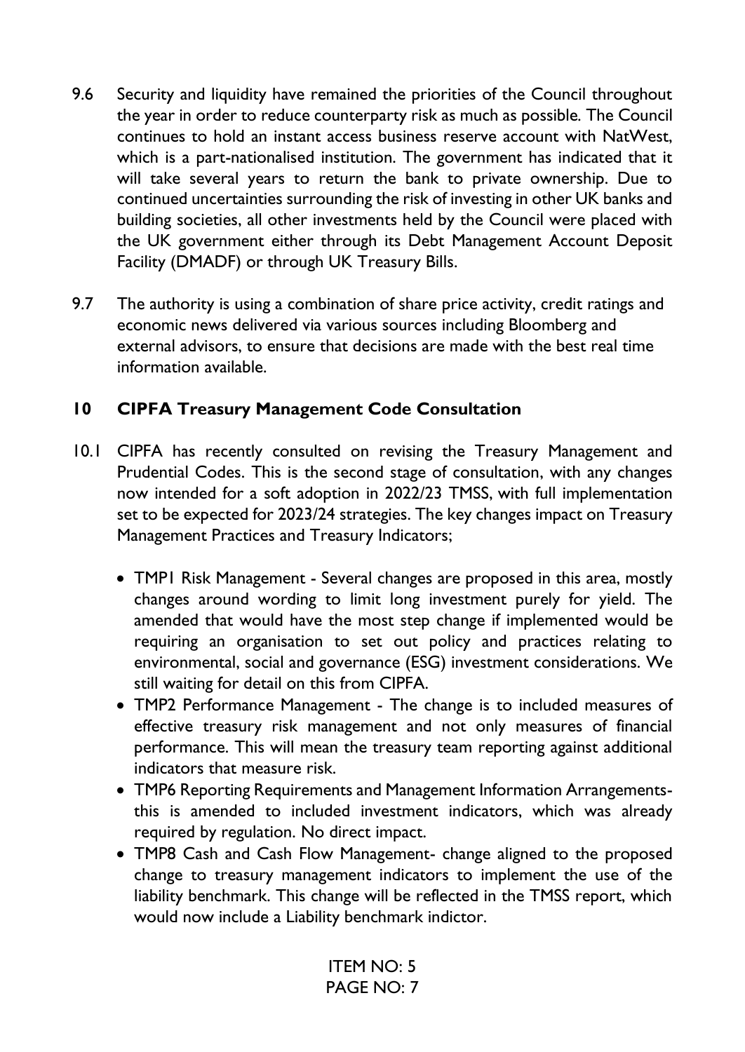9.6 Security and liquidity have remained the priorities of the Council throughout the year in order to reduce counterparty risk as much as possible. The Council continues to hold an instant access business reserve account with NatWest, which is a part-nationalised institution. The government has indicated that it will take several years to return the bank to private ownership. Due to continued uncertainties surrounding the risk of investing in other UK banks and building societies, all other investments held by the Council were placed with the UK government either through its Debt Management Account Deposit Facility (DMADF) or through UK Treasury Bills.

9.7 The authority is using a combination of share price activity, credit ratings and economic news delivered via various sources including Bloomberg and external advisors, to ensure that decisions are made with the best real time information available.

## 10 CIPFA Treasury Management Code Consultation

10.1 CIPFA has recently consulted on revising the Treasury Management and Prudential Codes. This is the second stage of consultation, with any changes now intended for a soft adoption in 2022/23 TMSS, with full implementation set to be expected for 2023/24 strategies. The key changes impact on Treasury Management Practices and Treasury Indicators;

- TMP1 Risk Management - Several changes are proposed in this area, mostly changes around wording to limit long investment purely for yield. The amended that would have the most step change if implemented would be requiring an organisation to set out policy and practices relating to environmental, social and governance (ESG) investment considerations. We still waiting for detail on this from CIPFA.
- TMP2 Performance Management - The change is to included measures of effective treasury risk management and not only measures of financial performance. This will mean the treasury team reporting against additional indicators that measure risk.
- TMP6 Reporting Requirements and Management Information Arrangements- this is amended to included investment indicators, which was already required by regulation. No direct impact.
- TMP8 Cash and Cash Flow Management- change aligned to the proposed change to treasury management indicators to implement the use of the liability benchmark. This change will be reflected in the TMSS report, which would now include a Liability benchmark indictor.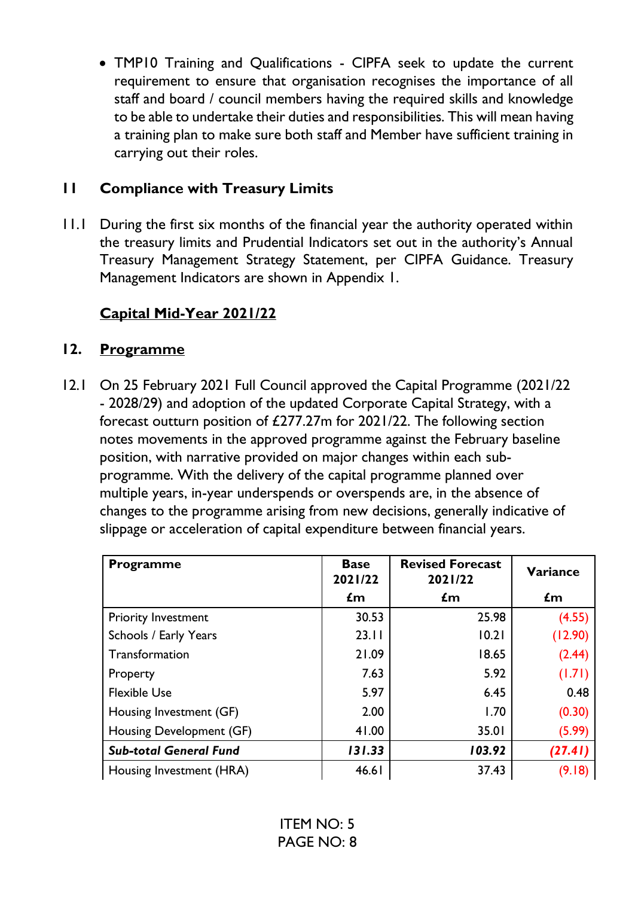- TMP10 Training and Qualifications - CIPFA seek to update the current requirement to ensure that organisation recognises the importance of all staff and board / council members having the required skills and knowledge to be able to undertake their duties and responsibilities. This will mean having a training plan to make sure both staff and Member have sufficient training in carrying out their roles.

## 11 Compliance with Treasury Limits

11.1 During the first six months of the financial year the authority operated within the treasury limits and Prudential Indicators set out in the authority's Annual Treasury Management Strategy Statement, per CIPFA Guidance. Treasury Management Indicators are shown in Appendix 1.

## Capital Mid-Year 2021/22

## 12. Programme

12.1 On 25 February 2021 Full Council approved the Capital Programme (2021/22 - 2028/29) and adoption of the updated Corporate Capital Strategy, with a forecast outturn position of £277.27m for 2021/22. The following section notes movements in the approved programme against the February baseline position, with narrative provided on major changes within each sub-programme. With the delivery of the capital programme planned over multiple years, in-year underspends or overspends are, in the absence of changes to the programme arising from new decisions, generally indicative of slippage or acceleration of capital expenditure between financial years.

| Programme | Base 2021/22 | Revised Forecast 2021/22 | Variance |
|---|---|---|---|
| | £m | £m | £m |
| Priority Investment | 30.53 | 25.98 | (4.55) |
| Schools / Early Years | 23.11 | 10.21 | (12.90) |
| Transformation | 21.09 | 18.65 | (2.44) |
| Property | 7.63 | 5.92 | (1.71) |
| Flexible Use | 5.97 | 6.45 | 0.48 |
| Housing Investment (GF) | 2.00 | 1.70 | (0.30) |
| Housing Development (GF) | 41.00 | 35.01 | (5.99) |
| ***Sub-total General Fund*** | ***131.33*** | ***103.92*** | ***(27.41)*** |
| Housing Investment (HRA) | 46.61 | 37.43 | (9.18) |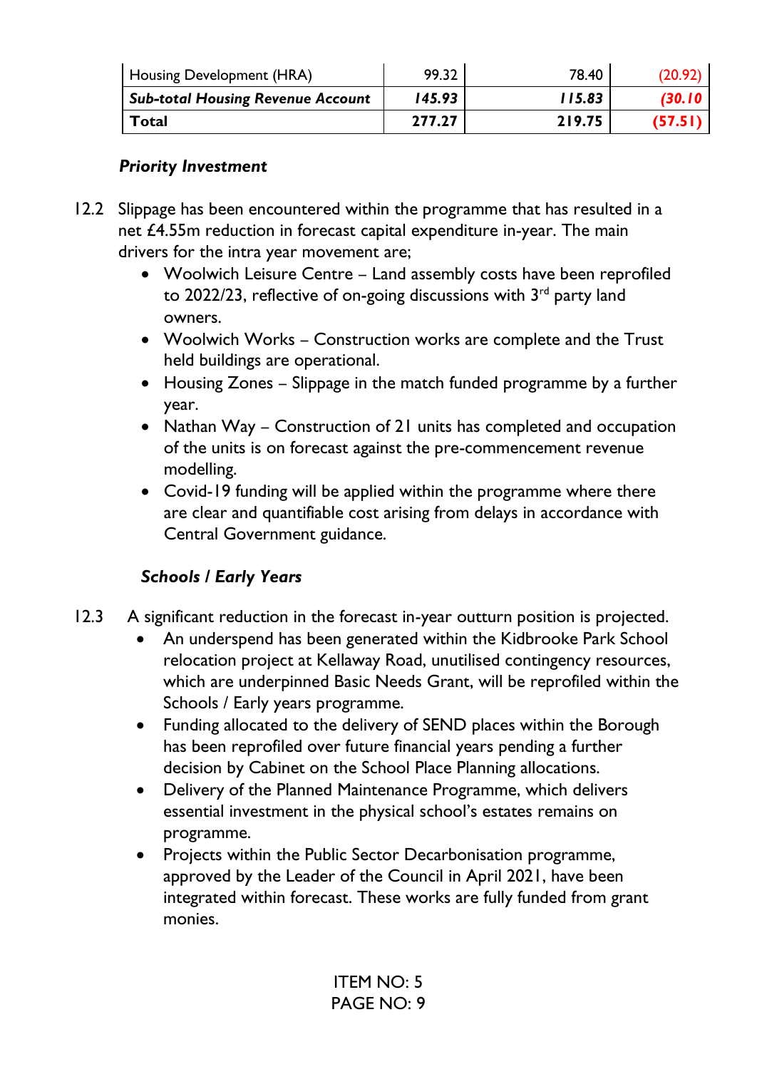| Housing Development (HRA) | 99.32 | 78.40 | (20.92) |
|---|---|---|---|
| ***Sub-total Housing Revenue Account*** | ***145.93*** | ***115.83*** | ***(30.10*** |
| **Total** | **277.27** | **219.75** | **(57.51)** |

***Priority Investment***

12.2 Slippage has been encountered within the programme that has resulted in a net £4.55m reduction in forecast capital expenditure in-year. The main drivers for the intra year movement are;

- Woolwich Leisure Centre – Land assembly costs have been reprofiled to 2022/23, reflective of on-going discussions with 3rd party land owners.
- Woolwich Works – Construction works are complete and the Trust held buildings are operational.
- Housing Zones – Slippage in the match funded programme by a further year.
- Nathan Way – Construction of 21 units has completed and occupation of the units is on forecast against the pre-commencement revenue modelling.
- Covid-19 funding will be applied within the programme where there are clear and quantifiable cost arising from delays in accordance with Central Government guidance.

***Schools / Early Years***

12.3 A significant reduction in the forecast in-year outturn position is projected.

- An underspend has been generated within the Kidbrooke Park School relocation project at Kellaway Road, unutilised contingency resources, which are underpinned Basic Needs Grant, will be reprofiled within the Schools / Early years programme.
- Funding allocated to the delivery of SEND places within the Borough has been reprofiled over future financial years pending a further decision by Cabinet on the School Place Planning allocations.
- Delivery of the Planned Maintenance Programme, which delivers essential investment in the physical school's estates remains on programme.
- Projects within the Public Sector Decarbonisation programme, approved by the Leader of the Council in April 2021, have been integrated within forecast. These works are fully funded from grant monies.

ITEM NO: 5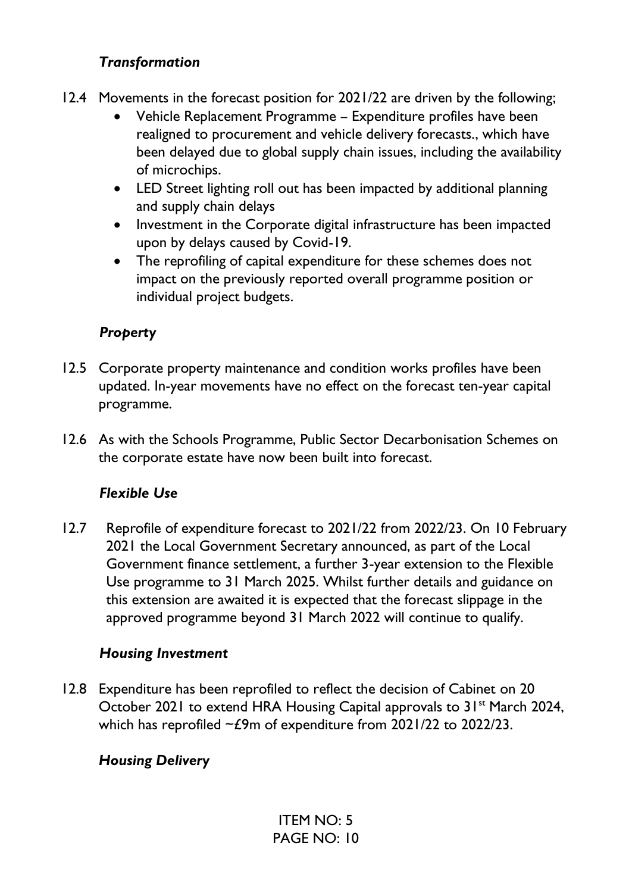### *Transformation*

12.4 Movements in the forecast position for 2021/22 are driven by the following;

- Vehicle Replacement Programme – Expenditure profiles have been realigned to procurement and vehicle delivery forecasts., which have been delayed due to global supply chain issues, including the availability of microchips.
- LED Street lighting roll out has been impacted by additional planning and supply chain delays
- Investment in the Corporate digital infrastructure has been impacted upon by delays caused by Covid-19.
- The reprofiling of capital expenditure for these schemes does not impact on the previously reported overall programme position or individual project budgets.

### *Property*

12.5 Corporate property maintenance and condition works profiles have been updated. In-year movements have no effect on the forecast ten-year capital programme.

12.6 As with the Schools Programme, Public Sector Decarbonisation Schemes on the corporate estate have now been built into forecast.

### *Flexible Use*

12.7 Reprofile of expenditure forecast to 2021/22 from 2022/23. On 10 February 2021 the Local Government Secretary announced, as part of the Local Government finance settlement, a further 3-year extension to the Flexible Use programme to 31 March 2025. Whilst further details and guidance on this extension are awaited it is expected that the forecast slippage in the approved programme beyond 31 March 2022 will continue to qualify.

### *Housing Investment*

12.8 Expenditure has been reprofiled to reflect the decision of Cabinet on 20 October 2021 to extend HRA Housing Capital approvals to 31st March 2024, which has reprofiled ~£9m of expenditure from 2021/22 to 2022/23.

### *Housing Delivery*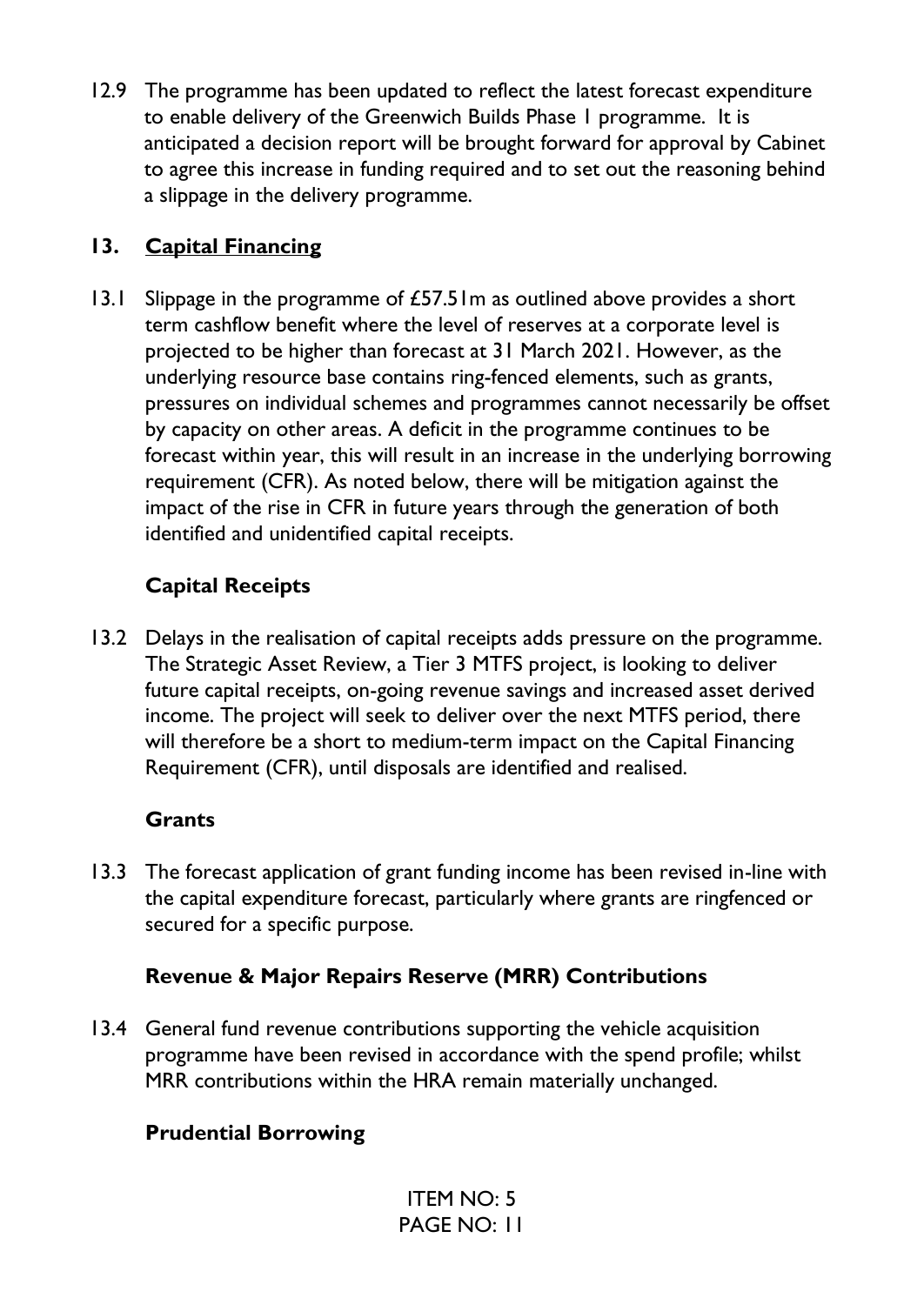12.9 The programme has been updated to reflect the latest forecast expenditure to enable delivery of the Greenwich Builds Phase 1 programme. It is anticipated a decision report will be brought forward for approval by Cabinet to agree this increase in funding required and to set out the reasoning behind a slippage in the delivery programme.

## 13. Capital Financing

13.1 Slippage in the programme of £57.51m as outlined above provides a short term cashflow benefit where the level of reserves at a corporate level is projected to be higher than forecast at 31 March 2021. However, as the underlying resource base contains ring-fenced elements, such as grants, pressures on individual schemes and programmes cannot necessarily be offset by capacity on other areas. A deficit in the programme continues to be forecast within year, this will result in an increase in the underlying borrowing requirement (CFR). As noted below, there will be mitigation against the impact of the rise in CFR in future years through the generation of both identified and unidentified capital receipts.

### Capital Receipts

13.2 Delays in the realisation of capital receipts adds pressure on the programme. The Strategic Asset Review, a Tier 3 MTFS project, is looking to deliver future capital receipts, on-going revenue savings and increased asset derived income. The project will seek to deliver over the next MTFS period, there will therefore be a short to medium-term impact on the Capital Financing Requirement (CFR), until disposals are identified and realised.

### Grants

13.3 The forecast application of grant funding income has been revised in-line with the capital expenditure forecast, particularly where grants are ringfenced or secured for a specific purpose.

### Revenue & Major Repairs Reserve (MRR) Contributions

13.4 General fund revenue contributions supporting the vehicle acquisition programme have been revised in accordance with the spend profile; whilst MRR contributions within the HRA remain materially unchanged.

### Prudential Borrowing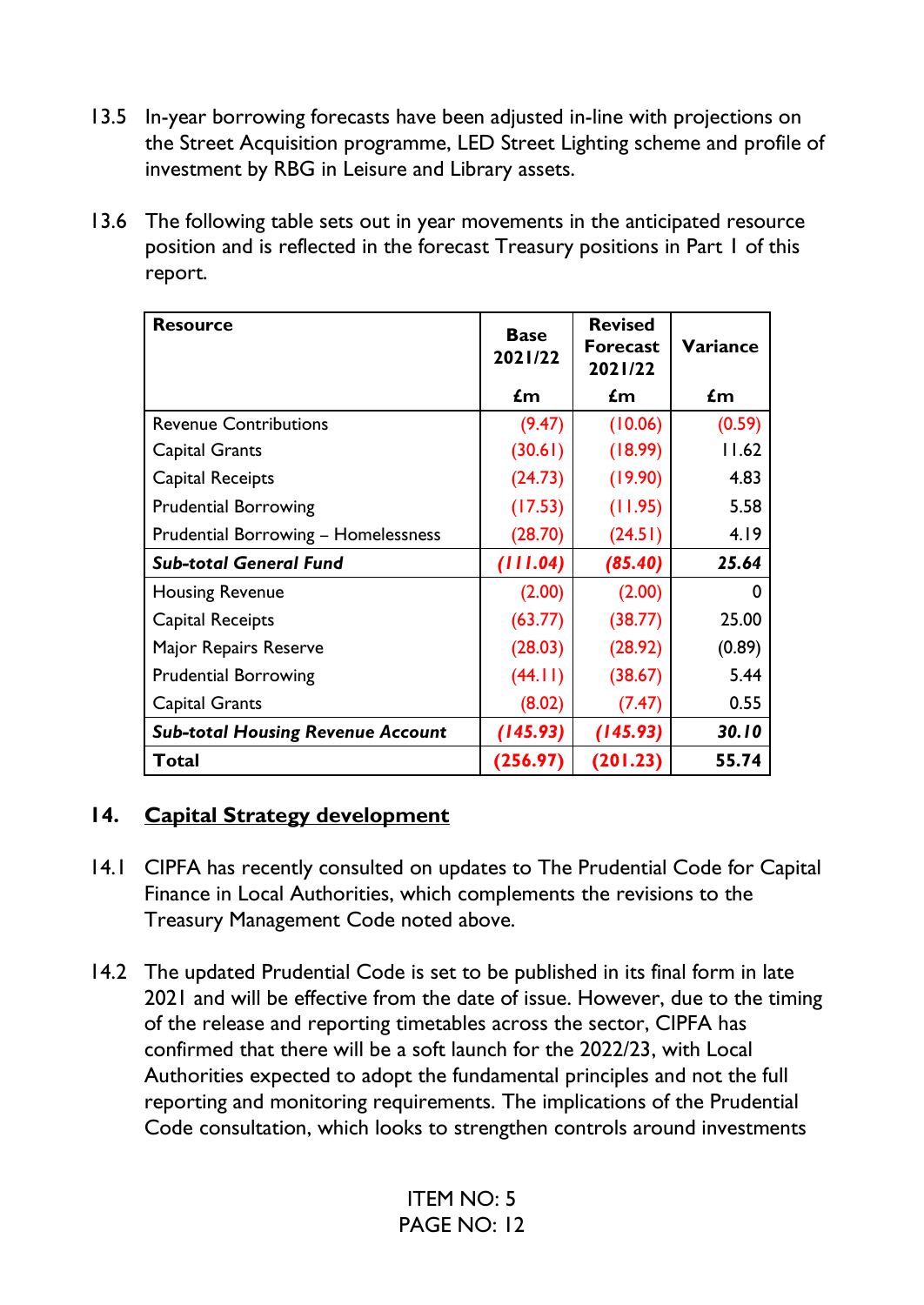13.5 In-year borrowing forecasts have been adjusted in-line with projections on the Street Acquisition programme, LED Street Lighting scheme and profile of investment by RBG in Leisure and Library assets.

13.6 The following table sets out in year movements in the anticipated resource position and is reflected in the forecast Treasury positions in Part 1 of this report.

| Resource | Base 2021/22 £m | Revised Forecast 2021/22 £m | Variance £m |
|---|---|---|---|
| Revenue Contributions | (9.47) | (10.06) | (0.59) |
| Capital Grants | (30.61) | (18.99) | 11.62 |
| Capital Receipts | (24.73) | (19.90) | 4.83 |
| Prudential Borrowing | (17.53) | (11.95) | 5.58 |
| Prudential Borrowing – Homelessness | (28.70) | (24.51) | 4.19 |
| ***Sub-total General Fund*** | ***(111.04)*** | ***(85.40)*** | ***25.64*** |
| Housing Revenue | (2.00) | (2.00) | 0 |
| Capital Receipts | (63.77) | (38.77) | 25.00 |
| Major Repairs Reserve | (28.03) | (28.92) | (0.89) |
| Prudential Borrowing | (44.11) | (38.67) | 5.44 |
| Capital Grants | (8.02) | (7.47) | 0.55 |
| ***Sub-total Housing Revenue Account*** | ***(145.93)*** | ***(145.93)*** | ***30.10*** |
| **Total** | **(256.97)** | **(201.23)** | **55.74** |

## 14. Capital Strategy development

14.1 CIPFA has recently consulted on updates to The Prudential Code for Capital Finance in Local Authorities, which complements the revisions to the Treasury Management Code noted above.

14.2 The updated Prudential Code is set to be published in its final form in late 2021 and will be effective from the date of issue. However, due to the timing of the release and reporting timetables across the sector, CIPFA has confirmed that there will be a soft launch for the 2022/23, with Local Authorities expected to adopt the fundamental principles and not the full reporting and monitoring requirements. The implications of the Prudential Code consultation, which looks to strengthen controls around investments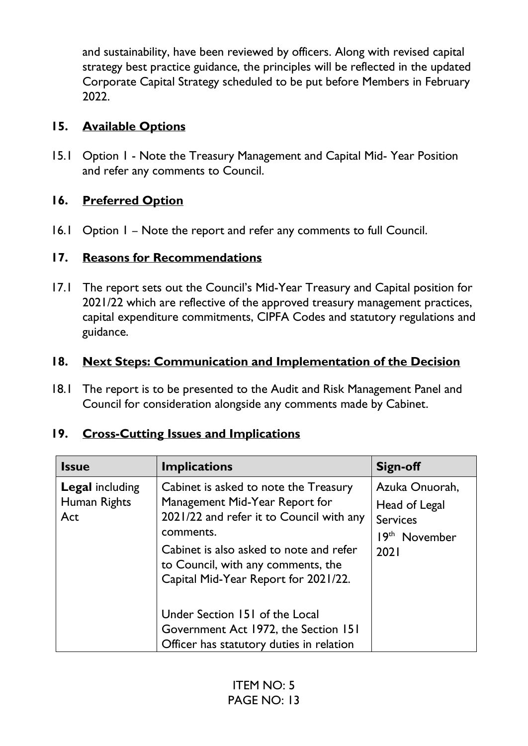and sustainability, have been reviewed by officers. Along with revised capital strategy best practice guidance, the principles will be reflected in the updated Corporate Capital Strategy scheduled to be put before Members in February 2022.

## 15. Available Options

15.1 Option 1 - Note the Treasury Management and Capital Mid- Year Position and refer any comments to Council.

## 16. Preferred Option

16.1 Option 1 – Note the report and refer any comments to full Council.

## 17. Reasons for Recommendations

17.1 The report sets out the Council's Mid-Year Treasury and Capital position for 2021/22 which are reflective of the approved treasury management practices, capital expenditure commitments, CIPFA Codes and statutory regulations and guidance.

## 18. Next Steps: Communication and Implementation of the Decision

18.1 The report is to be presented to the Audit and Risk Management Panel and Council for consideration alongside any comments made by Cabinet.

## 19. Cross-Cutting Issues and Implications

| Issue | Implications | Sign-off |
|---|---|---|
| **Legal** including Human Rights Act | Cabinet is asked to note the Treasury Management Mid-Year Report for 2021/22 and refer it to Council with any comments.<br><br>Cabinet is also asked to note and refer to Council, with any comments, the Capital Mid-Year Report for 2021/22.<br><br>Under Section 151 of the Local Government Act 1972, the Section 151 Officer has statutory duties in relation | Azuka Onuorah, Head of Legal Services<br>19th November 2021 |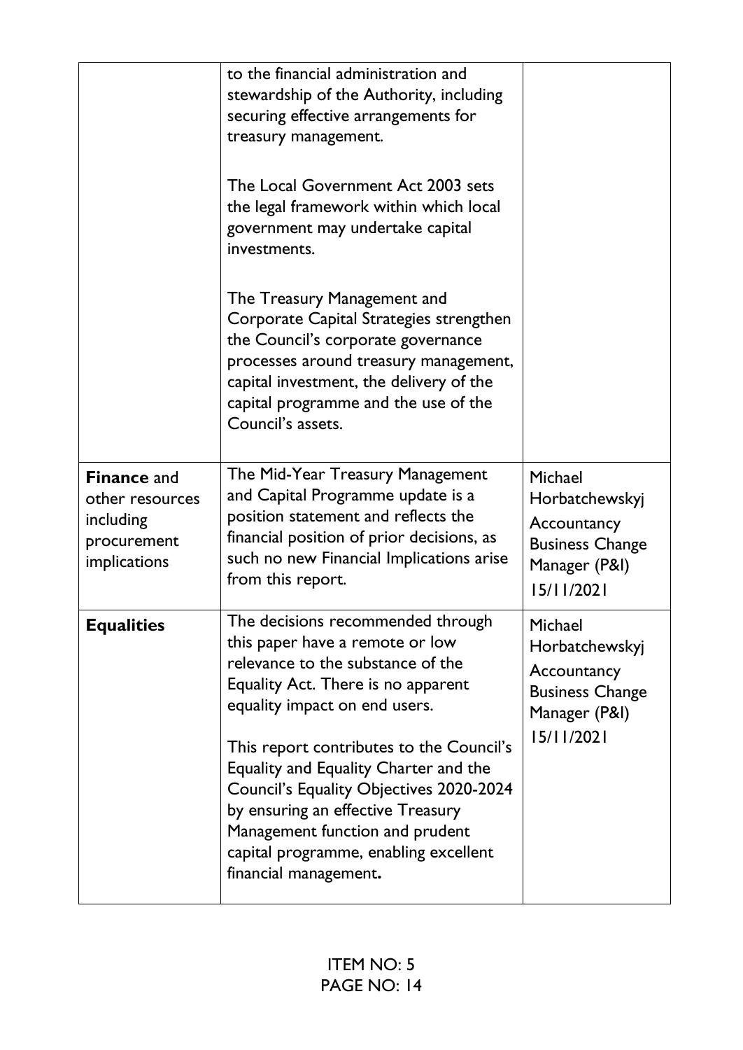| | | |
|---|---|---|
| | to the financial administration and stewardship of the Authority, including securing effective arrangements for treasury management.<br><br>The Local Government Act 2003 sets the legal framework within which local government may undertake capital investments.<br><br>The Treasury Management and Corporate Capital Strategies strengthen the Council's corporate governance processes around treasury management, capital investment, the delivery of the capital programme and the use of the Council's assets. | |
| **Finance** and other resources including procurement implications | The Mid-Year Treasury Management and Capital Programme update is a position statement and reflects the financial position of prior decisions, as such no new Financial Implications arise from this report. | Michael Horbatchewskyj Accountancy Business Change Manager (P&I) 15/11/2021 |
| **Equalities** | The decisions recommended through this paper have a remote or low relevance to the substance of the Equality Act. There is no apparent equality impact on end users.<br><br>This report contributes to the Council's Equality and Equality Charter and the Council's Equality Objectives 2020-2024 by ensuring an effective Treasury Management function and prudent capital programme, enabling excellent financial management**.** | Michael Horbatchewskyj Accountancy Business Change Manager (P&I) 15/11/2021 |

ITEM NO: 5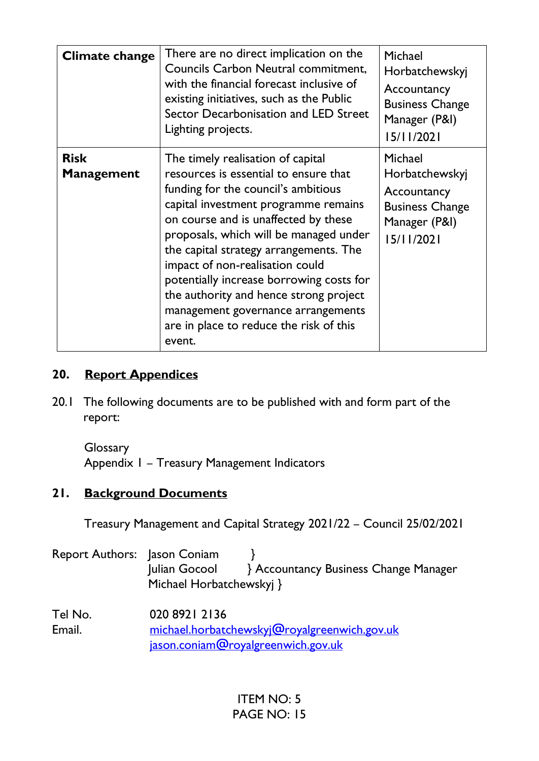| | | |
|---|---|---|
| **Climate change** | There are no direct implication on the Councils Carbon Neutral commitment, with the financial forecast inclusive of existing initiatives, such as the Public Sector Decarbonisation and LED Street Lighting projects. | Michael Horbatchewskyj Accountancy Business Change Manager (P&I) 15/11/2021 |
| **Risk Management** | The timely realisation of capital resources is essential to ensure that funding for the council's ambitious capital investment programme remains on course and is unaffected by these proposals, which will be managed under the capital strategy arrangements. The impact of non-realisation could potentially increase borrowing costs for the authority and hence strong project management governance arrangements are in place to reduce the risk of this event. | Michael Horbatchewskyj Accountancy Business Change Manager (P&I) 15/11/2021 |

## 20. Report Appendices

20.1 The following documents are to be published with and form part of the report:

Glossary
Appendix 1 – Treasury Management Indicators

## 21. Background Documents

Treasury Management and Capital Strategy 2021/22 – Council 25/02/2021

Report Authors: Jason Coniam }
Julian Gocool } Accountancy Business Change Manager
Michael Horbatchewskyj }

Tel No. 020 8921 2136
Email. michael.horbatchewskyj@royalgreenwich.gov.uk
jason.coniam@royalgreenwich.gov.uk

ITEM NO: 5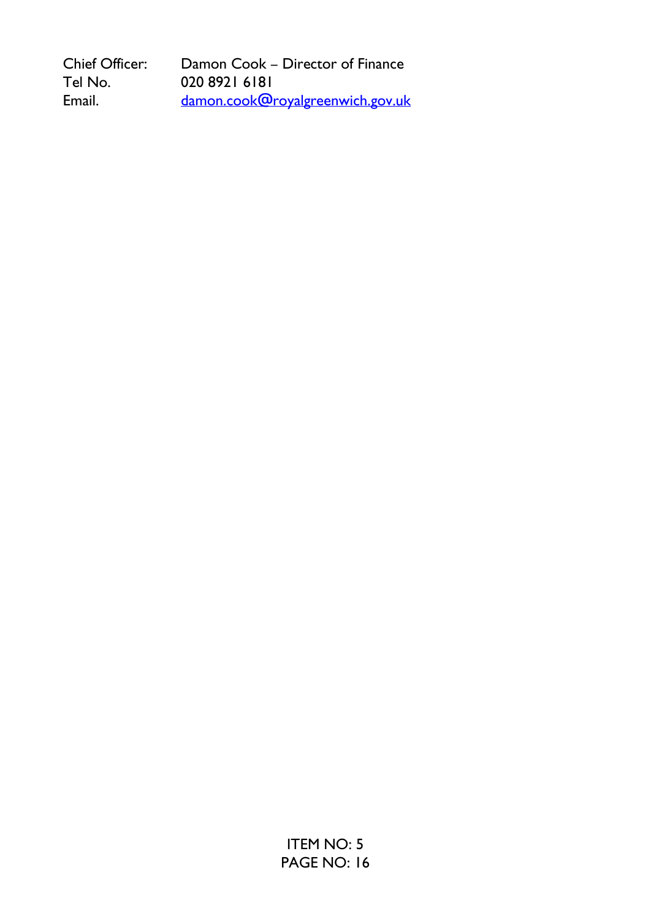| | |
|---|---|
| Chief Officer: | Damon Cook – Director of Finance |
| Tel No. | 020 8921 6181 |
| Email. | damon.cook@royalgreenwich.gov.uk |